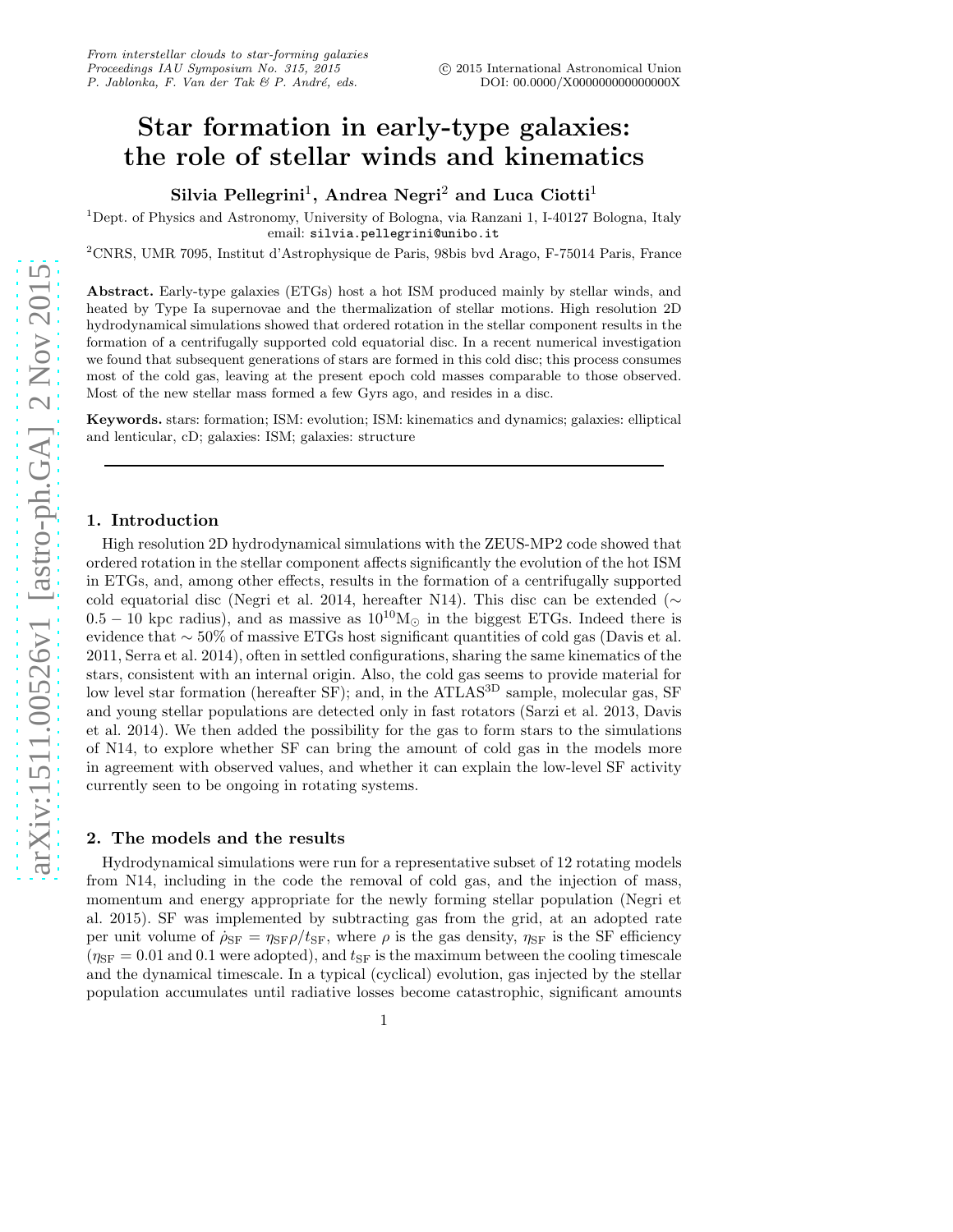# Star formation in early-type galaxies: the role of stellar winds and kinematics

**Silvia Pellegrini[1], Andrea Negri[2] and Luca Ciotti[1]**

[1]Dept. of Physics and Astronomy, University of Bologna, via Ranzani 1, I-40127 Bologna, Italy
email: silvia.pellegrini@unibo.it

[2]CNRS, UMR 7095, Institut d'Astrophysique de Paris, 98bis bvd Arago, F-75014 Paris, France

**Abstract.** Early-type galaxies (ETGs) host a hot ISM produced mainly by stellar winds, and heated by Type Ia supernovae and the thermalization of stellar motions. High resolution 2D hydrodynamical simulations showed that ordered rotation in the stellar component results in the formation of a centrifugally supported cold equatorial disc. In a recent numerical investigation we found that subsequent generations of stars are formed in this cold disc; this process consumes most of the cold gas, leaving at the present epoch cold masses comparable to those observed. Most of the new stellar mass formed a few Gyrs ago, and resides in a disc.

**Keywords.** stars: formation; ISM: evolution; ISM: kinematics and dynamics; galaxies: elliptical and lenticular, cD; galaxies: ISM; galaxies: structure

---

## 1. Introduction

High resolution 2D hydrodynamical simulations with the ZEUS-MP2 code showed that ordered rotation in the stellar component affects significantly the evolution of the hot ISM in ETGs, and, among other effects, results in the formation of a centrifugally supported cold equatorial disc (Negri et al. 2014, hereafter N14). This disc can be extended ($\sim 0.5 - 10$ kpc radius), and as massive as $10^{10}\mathrm{M}_\odot$ in the biggest ETGs. Indeed there is evidence that $\sim 50\%$ of massive ETGs host significant quantities of cold gas (Davis et al. 2011, Serra et al. 2014), often in settled configurations, sharing the same kinematics of the stars, consistent with an internal origin. Also, the cold gas seems to provide material for low level star formation (hereafter SF); and, in the ATLAS$^{3\mathrm{D}}$ sample, molecular gas, SF and young stellar populations are detected only in fast rotators (Sarzi et al. 2013, Davis et al. 2014). We then added the possibility for the gas to form stars to the simulations of N14, to explore whether SF can bring the amount of cold gas in the models more in agreement with observed values, and whether it can explain the low-level SF activity currently seen to be ongoing in rotating systems.

## 2. The models and the results

Hydrodynamical simulations were run for a representative subset of 12 rotating models from N14, including in the code the removal of cold gas, and the injection of mass, momentum and energy appropriate for the newly forming stellar population (Negri et al. 2015). SF was implemented by subtracting gas from the grid, at an adopted rate per unit volume of $\dot\rho_{\mathrm{SF}} = \eta_{\mathrm{SF}}\rho/t_{\mathrm{SF}}$, where $\rho$ is the gas density, $\eta_{\mathrm{SF}}$ is the SF efficiency ($\eta_{\mathrm{SF}} = 0.01$ and $0.1$ were adopted), and $t_{\mathrm{SF}}$ is the maximum between the cooling timescale and the dynamical timescale. In a typical (cyclical) evolution, gas injected by the stellar population accumulates until radiative losses become catastrophic, significant amounts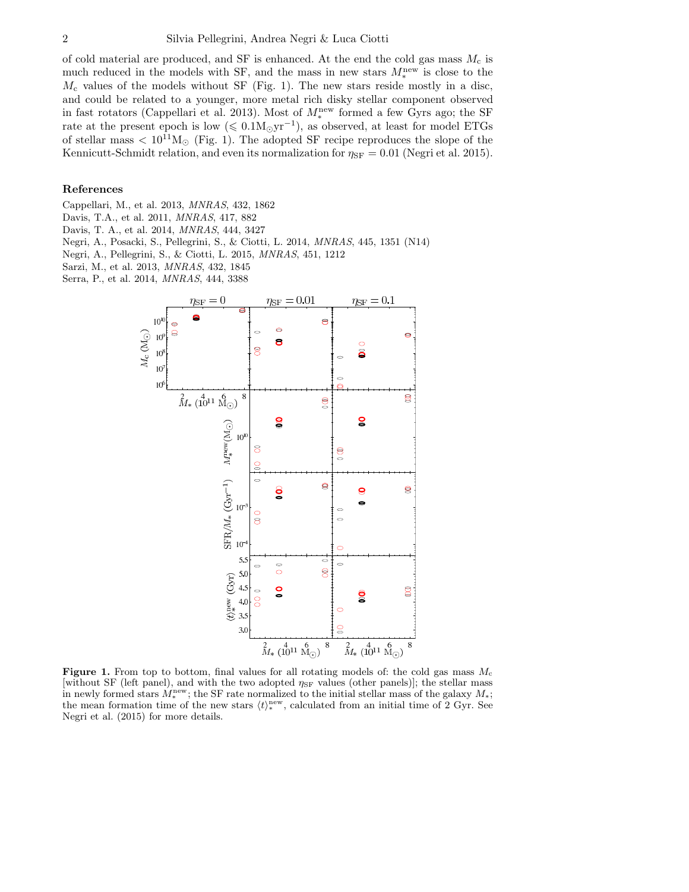of cold material are produced, and SF is enhanced. At the end the cold gas mass $M_{\rm c}$ is much reduced in the models with SF, and the mass in new stars $M_*^{\rm new}$ is close to the $M_{\rm c}$ values of the models without SF (Fig. 1). The new stars reside mostly in a disc, and could be related to a younger, more metal rich disky stellar component observed in fast rotators (Cappellari et al. 2013). Most of $M_*^{\rm new}$ formed a few Gyrs ago; the SF rate at the present epoch is low ($\leqslant 0.1 {\rm M}_\odot {\rm yr}^{-1}$), as observed, at least for model ETGs of stellar mass $< 10^{11} {\rm M}_\odot$ (Fig. 1). The adopted SF recipe reproduces the slope of the Kennicutt-Schmidt relation, and even its normalization for $\eta_{\rm SF} = 0.01$ (Negri et al. 2015).

## References

Cappellari, M., et al. 2013, *MNRAS*, 432, 1862
Davis, T.A., et al. 2011, *MNRAS*, 417, 882
Davis, T. A., et al. 2014, *MNRAS*, 444, 3427
Negri, A., Posacki, S., Pellegrini, S., & Ciotti, L. 2014, *MNRAS*, 445, 1351 (N14)
Negri, A., Pellegrini, S., & Ciotti, L. 2015, *MNRAS*, 451, 1212
Sarzi, M., et al. 2013, *MNRAS*, 432, 1845
Serra, P., et al. 2014, *MNRAS*, 444, 3388

$\eta_{\rm SF} = 0$
$\eta_{\rm SF} = 0.01$
$\eta_{\rm SF} = 0.1$
$M_{\rm c}$ (M$_\odot$)
$M_*^{\rm new}$ (M$_\odot$)
SFR/$M_*$ (Gyr$^{-1}$)
$\langle t \rangle_*^{\rm new}$ (Gyr)
$M_*$ ($10^{11}$ M$_\odot$)

**Figure 1.** From top to bottom, final values for all rotating models of: the cold gas mass $M_{\rm c}$ [without SF (left panel), and with the two adopted $\eta_{\rm SF}$ values (other panels)]; the stellar mass in newly formed stars $M_*^{\rm new}$; the SF rate normalized to the initial stellar mass of the galaxy $M_*$; the mean formation time of the new stars $\langle t \rangle_*^{\rm new}$, calculated from an initial time of 2 Gyr. See Negri et al. (2015) for more details.